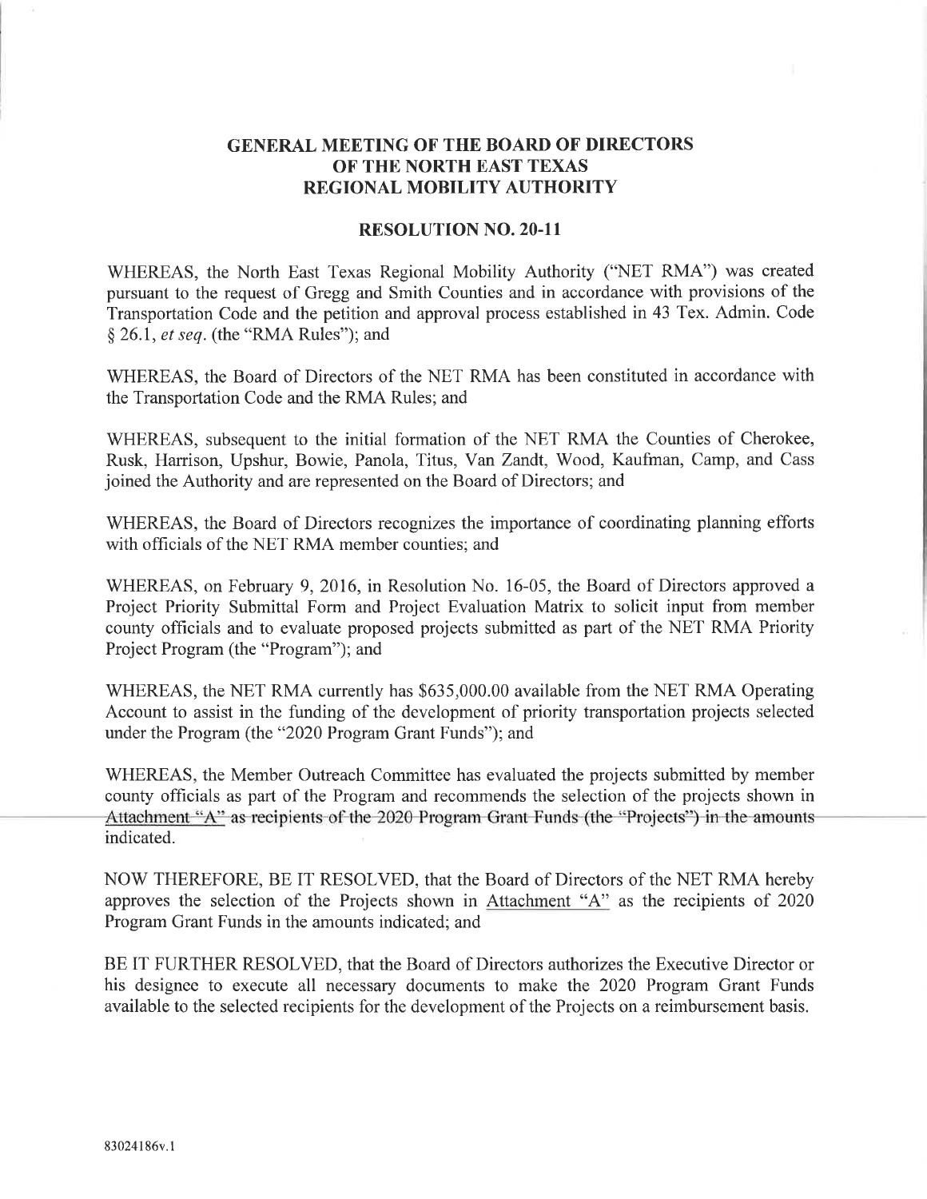# GENERAL MEETING OF THE BOARD OF DIRECTORS OF THE NORTH EAST TEXAS REGIONAL MOBILITY AUTHORITY

## RESOLUTION NO. 20-11

WHEREAS, the North East Texas Regional Mobility Authority ("NET RMA") was created pursuant to the request of Gregg and Smith Counties and in accordance with provisions of the Transportation Code and the petition and approval process established in 43 Tex. Admin. Code § 26.1, *et seq.* (the "RMA Rules"); and

WHEREAS, the Board of Directors of the NET RMA has been constituted in accordance with the Transportation Code and the RMA Rules; and

WHEREAS, subsequent to the initial formation of the NET RMA the Counties of Cherokee, Rusk, Harrison, Upshur, Bowie, Panola, Titus, Van Zandt, Wood, Kaufman, Camp, and Cass joined the Authority and are represented on the Board of Directors; and

WHEREAS, the Board of Directors recognizes the importance of coordinating planning efforts with officials of the NET RMA member counties; and

WHEREAS, on February 9, 2016, in Resolution No. 16-05, the Board of Directors approved a Project Priority Submittal Form and Project Evaluation Matrix to solicit input from member county officials and to evaluate proposed projects submitted as part of the NET RMA Priority Project Program (the "Program"); and

WHEREAS, the NET RMA currently has $635,000.00 available from the NET RMA Operating Account to assist in the funding of the development of priority transportation projects selected under the Program (the "2020 Program Grant Funds"); and

WHEREAS, the Member Outreach Committee has evaluated the projects submitted by member county officials as part of the Program and recommends the selection of the projects shown in Attachment "A" as recipients of the 2020 Program Grant Funds (the "Projects") in the amounts indicated.

NOW THEREFORE, BE IT RESOLVED, that the Board of Directors of the NET RMA hereby approves the selection of the Projects shown in Attachment "A" as the recipients of 2020 Program Grant Funds in the amounts indicated; and

BE IT FURTHER RESOLVED, that the Board of Directors authorizes the Executive Director or his designee to execute all necessary documents to make the 2020 Program Grant Funds available to the selected recipients for the development of the Projects on a reimbursement basis.

83024186v.1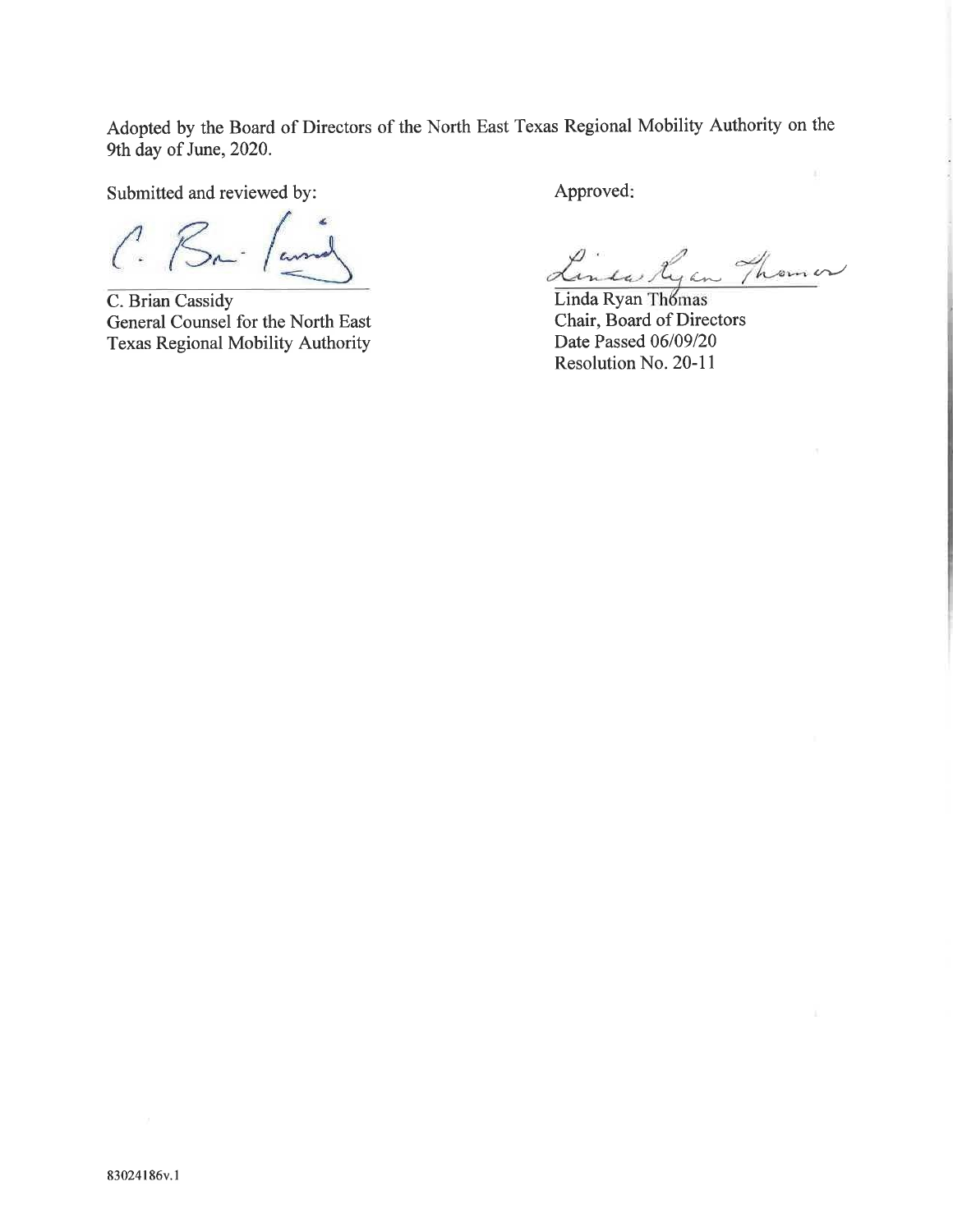Adopted by the Board of Directors of the North East Texas Regional Mobility Authority on the 9th day of June, 2020.

Submitted and reviewed by:

C. Brian Cassidy
General Counsel for the North East Texas Regional Mobility Authority

Approved:

Linda Ryan Thomas
Chair, Board of Directors
Date Passed 06/09/20
Resolution No. 20-11

83024186v.1